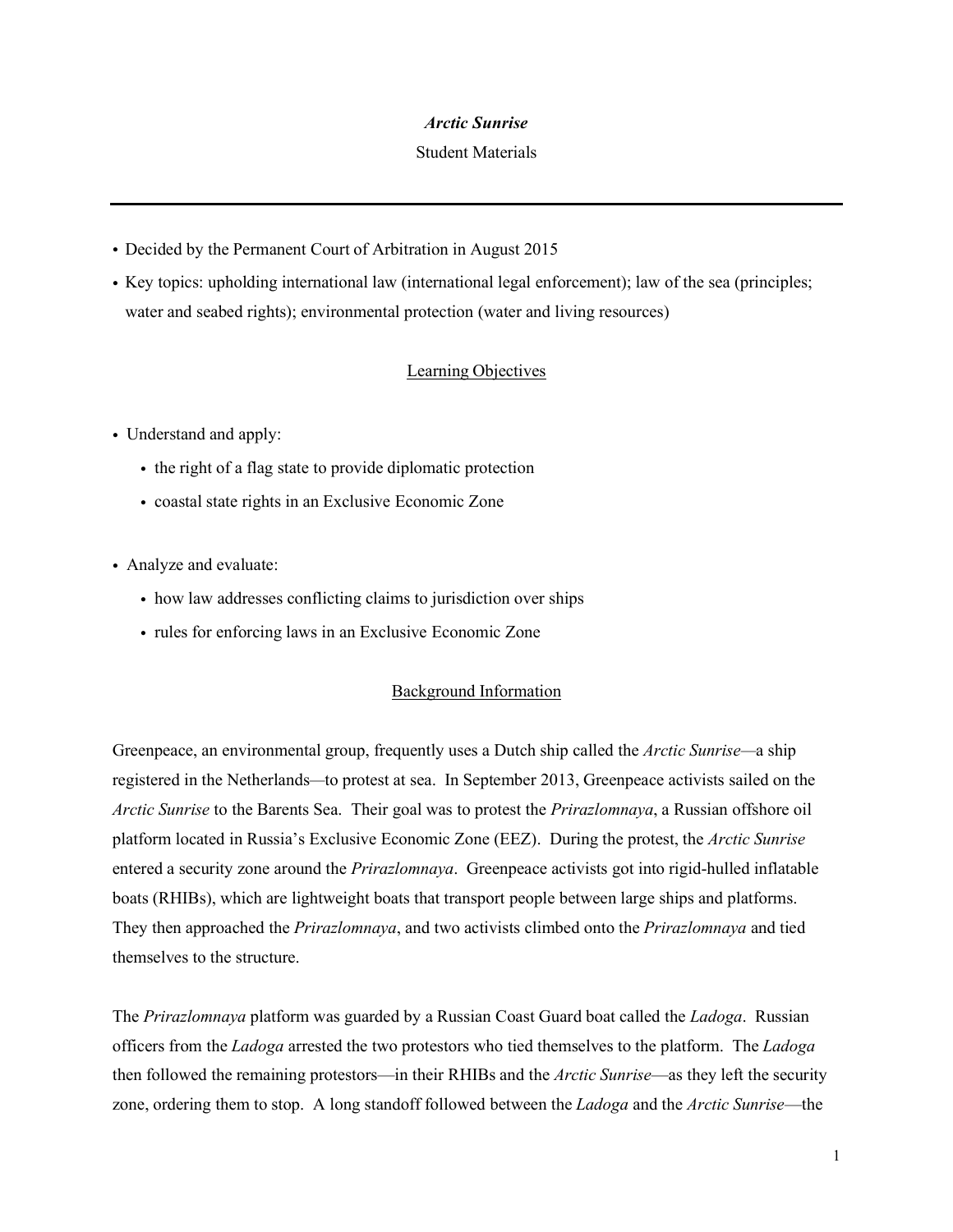# *Arctic Sunrise*

Student Materials

---

- Decided by the Permanent Court of Arbitration in August 2015
- Key topics: upholding international law (international legal enforcement); law of the sea (principles; water and seabed rights); environmental protection (water and living resources)

## Learning Objectives

- Understand and apply:
  - the right of a flag state to provide diplomatic protection
  - coastal state rights in an Exclusive Economic Zone

- Analyze and evaluate:
  - how law addresses conflicting claims to jurisdiction over ships
  - rules for enforcing laws in an Exclusive Economic Zone

## Background Information

Greenpeace, an environmental group, frequently uses a Dutch ship called the *Arctic Sunrise*—a ship registered in the Netherlands—to protest at sea. In September 2013, Greenpeace activists sailed on the *Arctic Sunrise* to the Barents Sea. Their goal was to protest the *Prirazlomnaya*, a Russian offshore oil platform located in Russia's Exclusive Economic Zone (EEZ). During the protest, the *Arctic Sunrise* entered a security zone around the *Prirazlomnaya*. Greenpeace activists got into rigid-hulled inflatable boats (RHIBs), which are lightweight boats that transport people between large ships and platforms. They then approached the *Prirazlomnaya*, and two activists climbed onto the *Prirazlomnaya* and tied themselves to the structure.

The *Prirazlomnaya* platform was guarded by a Russian Coast Guard boat called the *Ladoga*. Russian officers from the *Ladoga* arrested the two protestors who tied themselves to the platform. The *Ladoga* then followed the remaining protestors—in their RHIBs and the *Arctic Sunrise*—as they left the security zone, ordering them to stop. A long standoff followed between the *Ladoga* and the *Arctic Sunrise*—the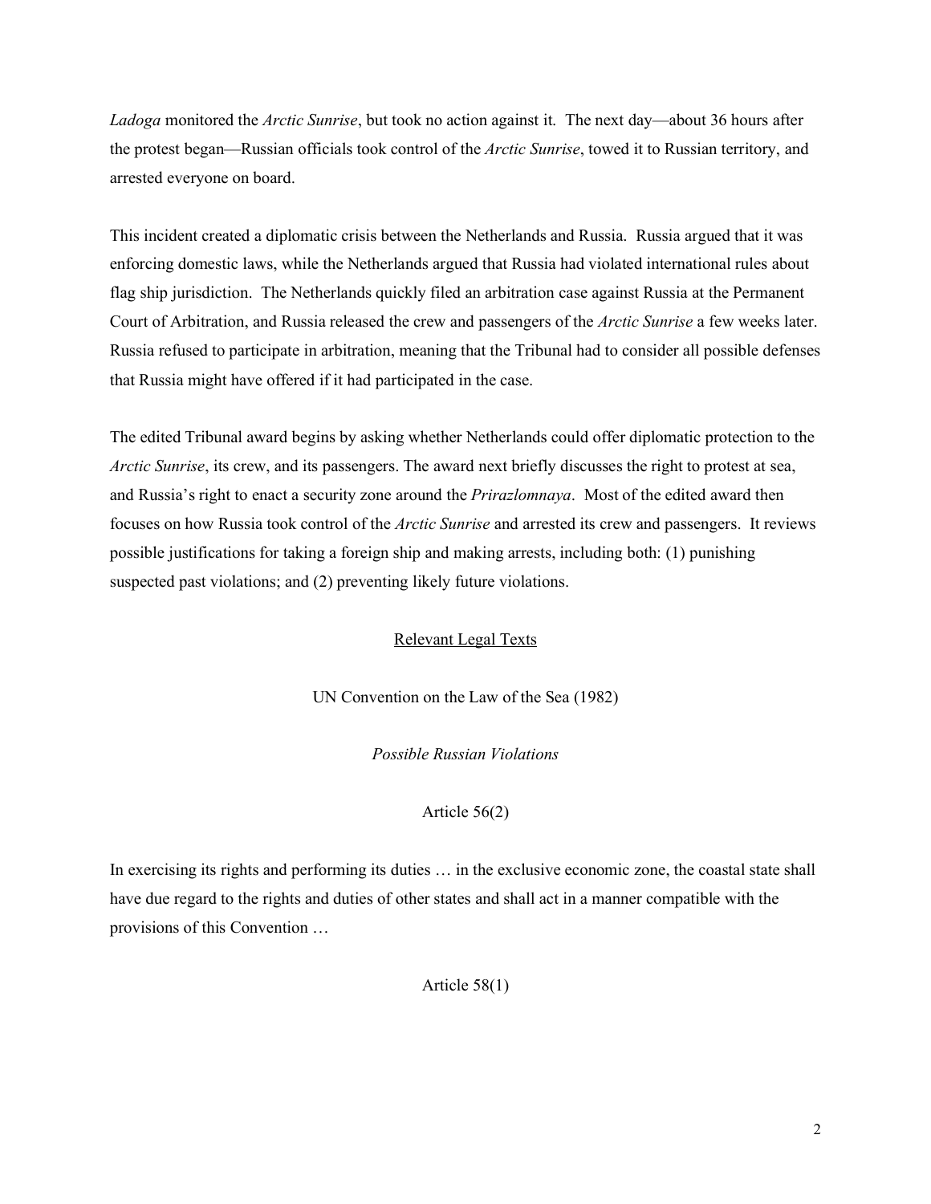*Ladoga* monitored the *Arctic Sunrise*, but took no action against it. The next day—about 36 hours after the protest began—Russian officials took control of the *Arctic Sunrise*, towed it to Russian territory, and arrested everyone on board.

This incident created a diplomatic crisis between the Netherlands and Russia. Russia argued that it was enforcing domestic laws, while the Netherlands argued that Russia had violated international rules about flag ship jurisdiction. The Netherlands quickly filed an arbitration case against Russia at the Permanent Court of Arbitration, and Russia released the crew and passengers of the *Arctic Sunrise* a few weeks later. Russia refused to participate in arbitration, meaning that the Tribunal had to consider all possible defenses that Russia might have offered if it had participated in the case.

The edited Tribunal award begins by asking whether Netherlands could offer diplomatic protection to the *Arctic Sunrise*, its crew, and its passengers. The award next briefly discusses the right to protest at sea, and Russia's right to enact a security zone around the *Prirazlomnaya*. Most of the edited award then focuses on how Russia took control of the *Arctic Sunrise* and arrested its crew and passengers. It reviews possible justifications for taking a foreign ship and making arrests, including both: (1) punishing suspected past violations; and (2) preventing likely future violations.

<u>Relevant Legal Texts</u>

UN Convention on the Law of the Sea (1982)

*Possible Russian Violations*

Article 56(2)

In exercising its rights and performing its duties … in the exclusive economic zone, the coastal state shall have due regard to the rights and duties of other states and shall act in a manner compatible with the provisions of this Convention …

Article 58(1)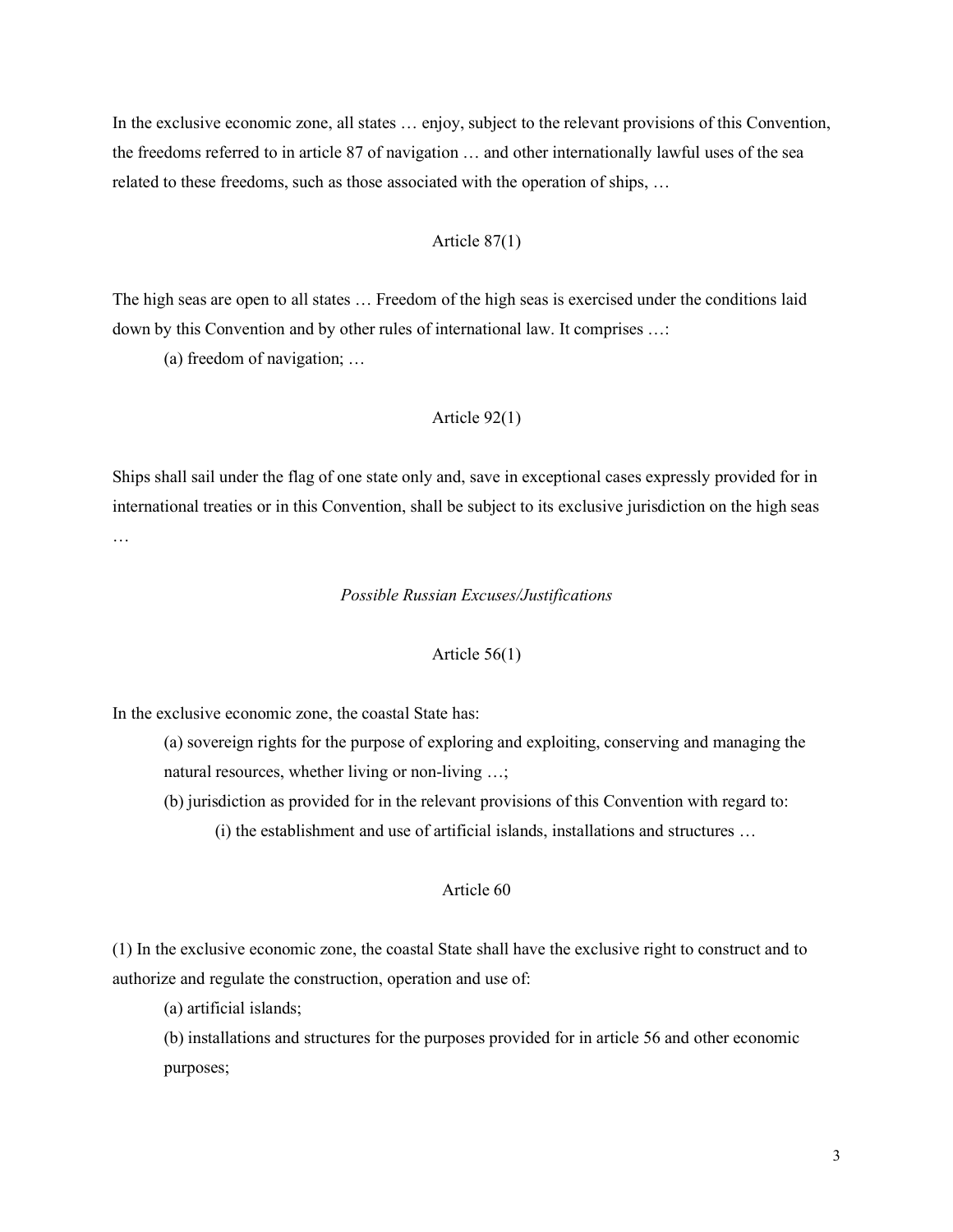In the exclusive economic zone, all states … enjoy, subject to the relevant provisions of this Convention, the freedoms referred to in article 87 of navigation … and other internationally lawful uses of the sea related to these freedoms, such as those associated with the operation of ships, …

Article 87(1)

The high seas are open to all states … Freedom of the high seas is exercised under the conditions laid down by this Convention and by other rules of international law. It comprises …:

(a) freedom of navigation; …

Article 92(1)

Ships shall sail under the flag of one state only and, save in exceptional cases expressly provided for in international treaties or in this Convention, shall be subject to its exclusive jurisdiction on the high seas …

*Possible Russian Excuses/Justifications*

Article 56(1)

In the exclusive economic zone, the coastal State has:

(a) sovereign rights for the purpose of exploring and exploiting, conserving and managing the natural resources, whether living or non-living …;

(b) jurisdiction as provided for in the relevant provisions of this Convention with regard to:

(i) the establishment and use of artificial islands, installations and structures …

Article 60

(1) In the exclusive economic zone, the coastal State shall have the exclusive right to construct and to authorize and regulate the construction, operation and use of:

(a) artificial islands;

(b) installations and structures for the purposes provided for in article 56 and other economic purposes;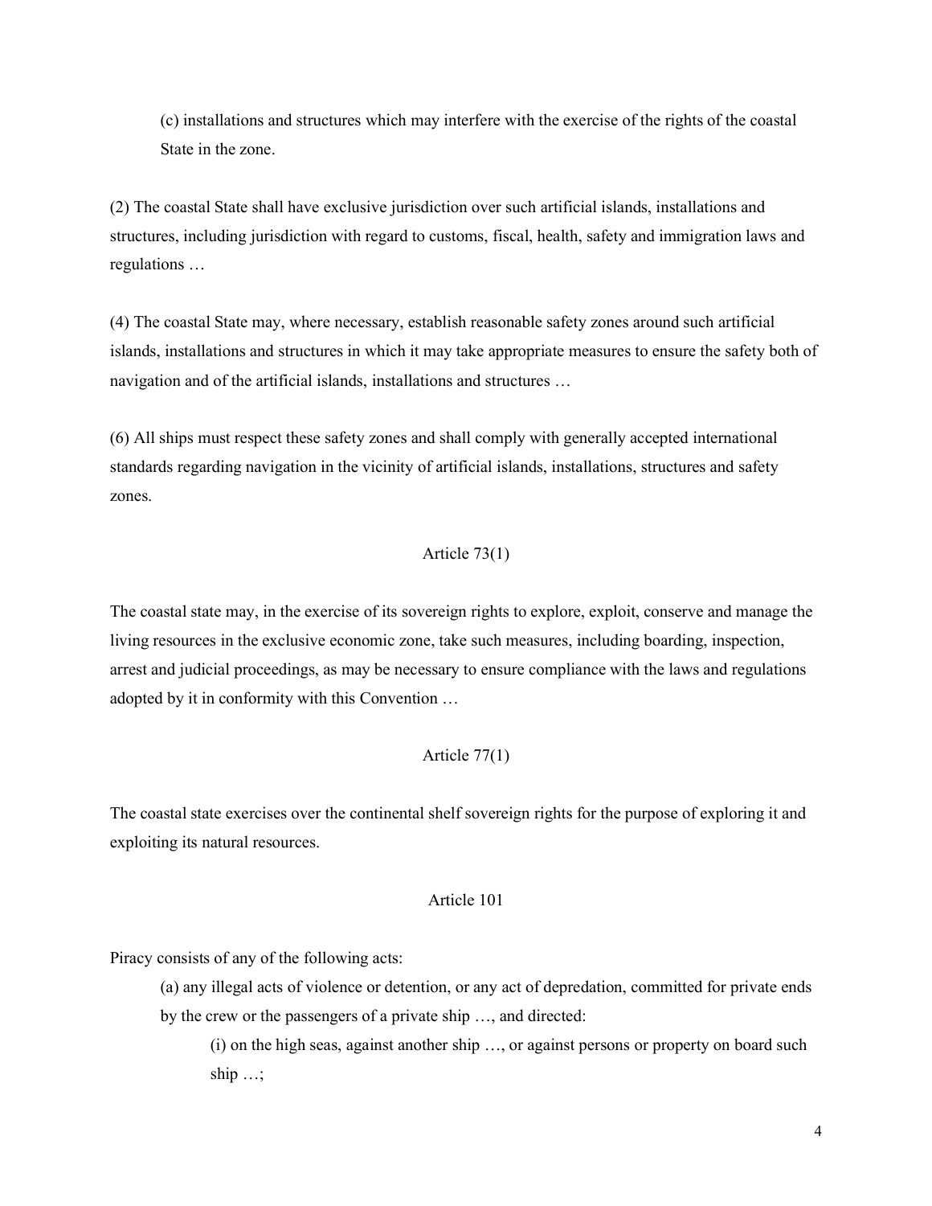(c) installations and structures which may interfere with the exercise of the rights of the coastal State in the zone.

(2) The coastal State shall have exclusive jurisdiction over such artificial islands, installations and structures, including jurisdiction with regard to customs, fiscal, health, safety and immigration laws and regulations …

(4) The coastal State may, where necessary, establish reasonable safety zones around such artificial islands, installations and structures in which it may take appropriate measures to ensure the safety both of navigation and of the artificial islands, installations and structures …

(6) All ships must respect these safety zones and shall comply with generally accepted international standards regarding navigation in the vicinity of artificial islands, installations, structures and safety zones.

Article 73(1)

The coastal state may, in the exercise of its sovereign rights to explore, exploit, conserve and manage the living resources in the exclusive economic zone, take such measures, including boarding, inspection, arrest and judicial proceedings, as may be necessary to ensure compliance with the laws and regulations adopted by it in conformity with this Convention …

Article 77(1)

The coastal state exercises over the continental shelf sovereign rights for the purpose of exploring it and exploiting its natural resources.

Article 101

Piracy consists of any of the following acts:

(a) any illegal acts of violence or detention, or any act of depredation, committed for private ends by the crew or the passengers of a private ship …, and directed:

(i) on the high seas, against another ship …, or against persons or property on board such ship …;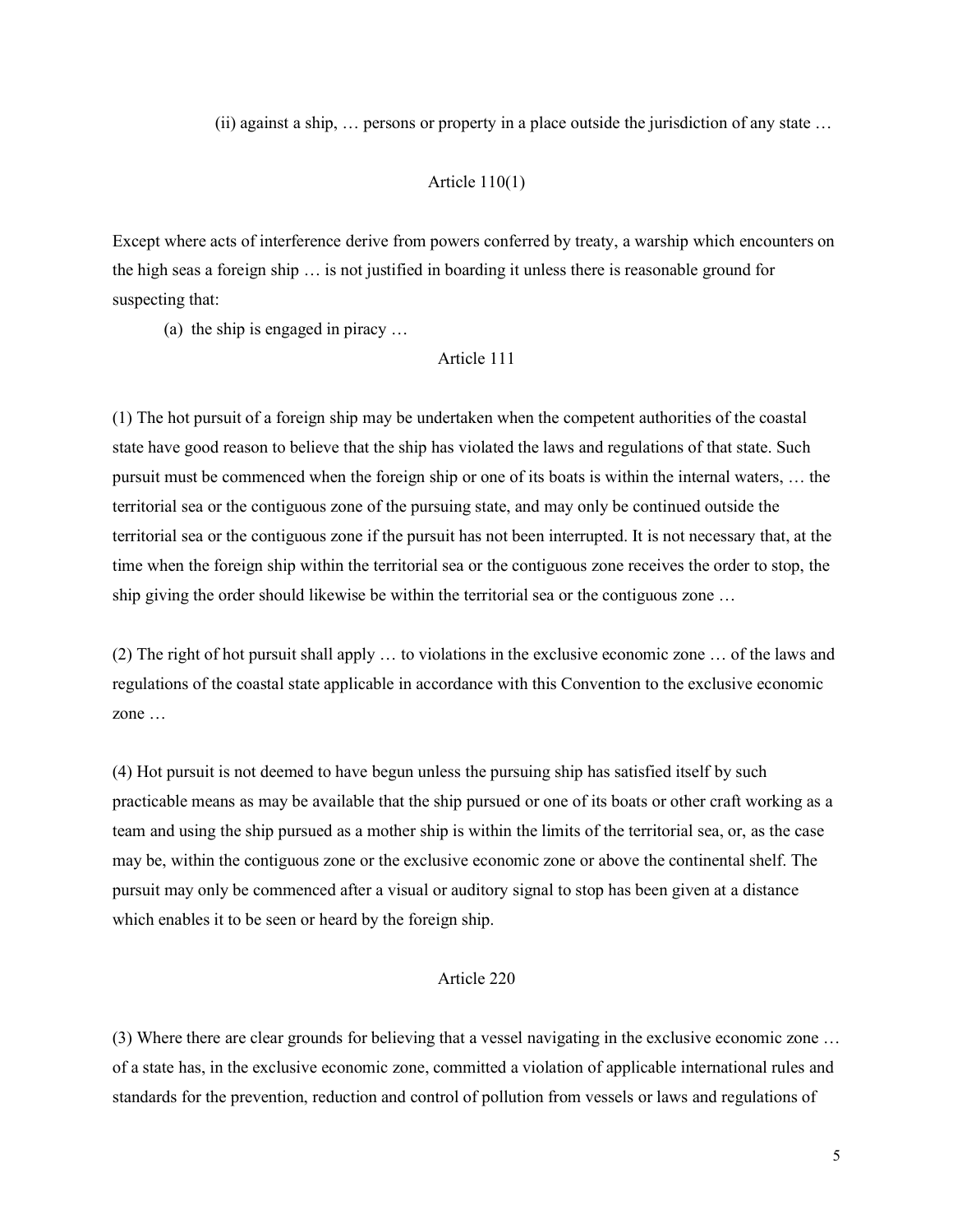(ii) against a ship, … persons or property in a place outside the jurisdiction of any state …

Article 110(1)

Except where acts of interference derive from powers conferred by treaty, a warship which encounters on the high seas a foreign ship … is not justified in boarding it unless there is reasonable ground for suspecting that:

(a) the ship is engaged in piracy …

Article 111

(1) The hot pursuit of a foreign ship may be undertaken when the competent authorities of the coastal state have good reason to believe that the ship has violated the laws and regulations of that state. Such pursuit must be commenced when the foreign ship or one of its boats is within the internal waters, … the territorial sea or the contiguous zone of the pursuing state, and may only be continued outside the territorial sea or the contiguous zone if the pursuit has not been interrupted. It is not necessary that, at the time when the foreign ship within the territorial sea or the contiguous zone receives the order to stop, the ship giving the order should likewise be within the territorial sea or the contiguous zone …

(2) The right of hot pursuit shall apply … to violations in the exclusive economic zone … of the laws and regulations of the coastal state applicable in accordance with this Convention to the exclusive economic zone …

(4) Hot pursuit is not deemed to have begun unless the pursuing ship has satisfied itself by such practicable means as may be available that the ship pursued or one of its boats or other craft working as a team and using the ship pursued as a mother ship is within the limits of the territorial sea, or, as the case may be, within the contiguous zone or the exclusive economic zone or above the continental shelf. The pursuit may only be commenced after a visual or auditory signal to stop has been given at a distance which enables it to be seen or heard by the foreign ship.

Article 220

(3) Where there are clear grounds for believing that a vessel navigating in the exclusive economic zone … of a state has, in the exclusive economic zone, committed a violation of applicable international rules and standards for the prevention, reduction and control of pollution from vessels or laws and regulations of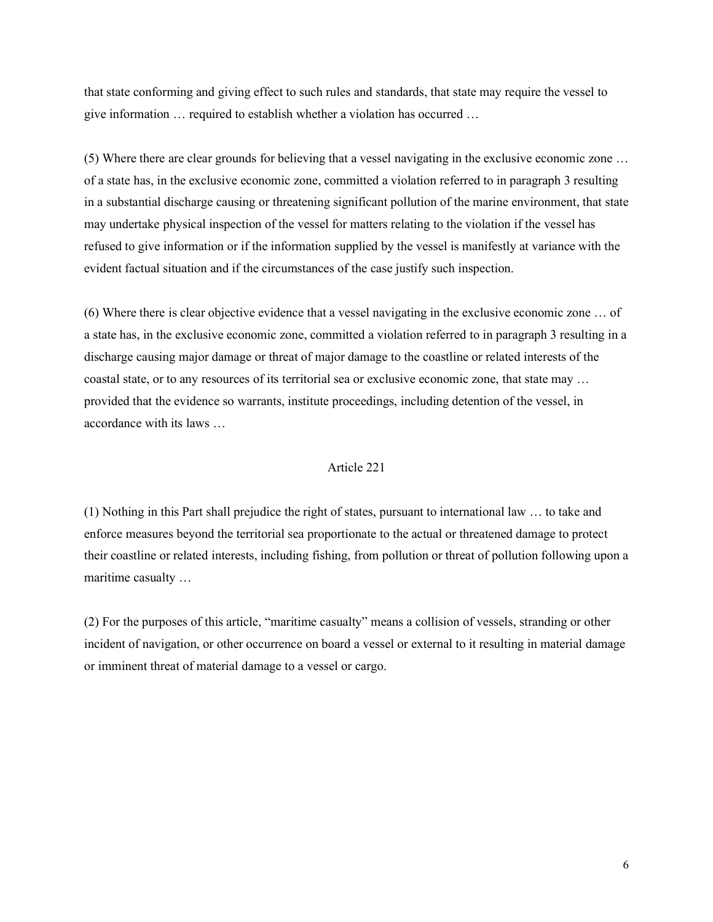that state conforming and giving effect to such rules and standards, that state may require the vessel to give information … required to establish whether a violation has occurred …

(5) Where there are clear grounds for believing that a vessel navigating in the exclusive economic zone … of a state has, in the exclusive economic zone, committed a violation referred to in paragraph 3 resulting in a substantial discharge causing or threatening significant pollution of the marine environment, that state may undertake physical inspection of the vessel for matters relating to the violation if the vessel has refused to give information or if the information supplied by the vessel is manifestly at variance with the evident factual situation and if the circumstances of the case justify such inspection.

(6) Where there is clear objective evidence that a vessel navigating in the exclusive economic zone … of a state has, in the exclusive economic zone, committed a violation referred to in paragraph 3 resulting in a discharge causing major damage or threat of major damage to the coastline or related interests of the coastal state, or to any resources of its territorial sea or exclusive economic zone, that state may … provided that the evidence so warrants, institute proceedings, including detention of the vessel, in accordance with its laws …

### Article 221

(1) Nothing in this Part shall prejudice the right of states, pursuant to international law … to take and enforce measures beyond the territorial sea proportionate to the actual or threatened damage to protect their coastline or related interests, including fishing, from pollution or threat of pollution following upon a maritime casualty …

(2) For the purposes of this article, "maritime casualty" means a collision of vessels, stranding or other incident of navigation, or other occurrence on board a vessel or external to it resulting in material damage or imminent threat of material damage to a vessel or cargo.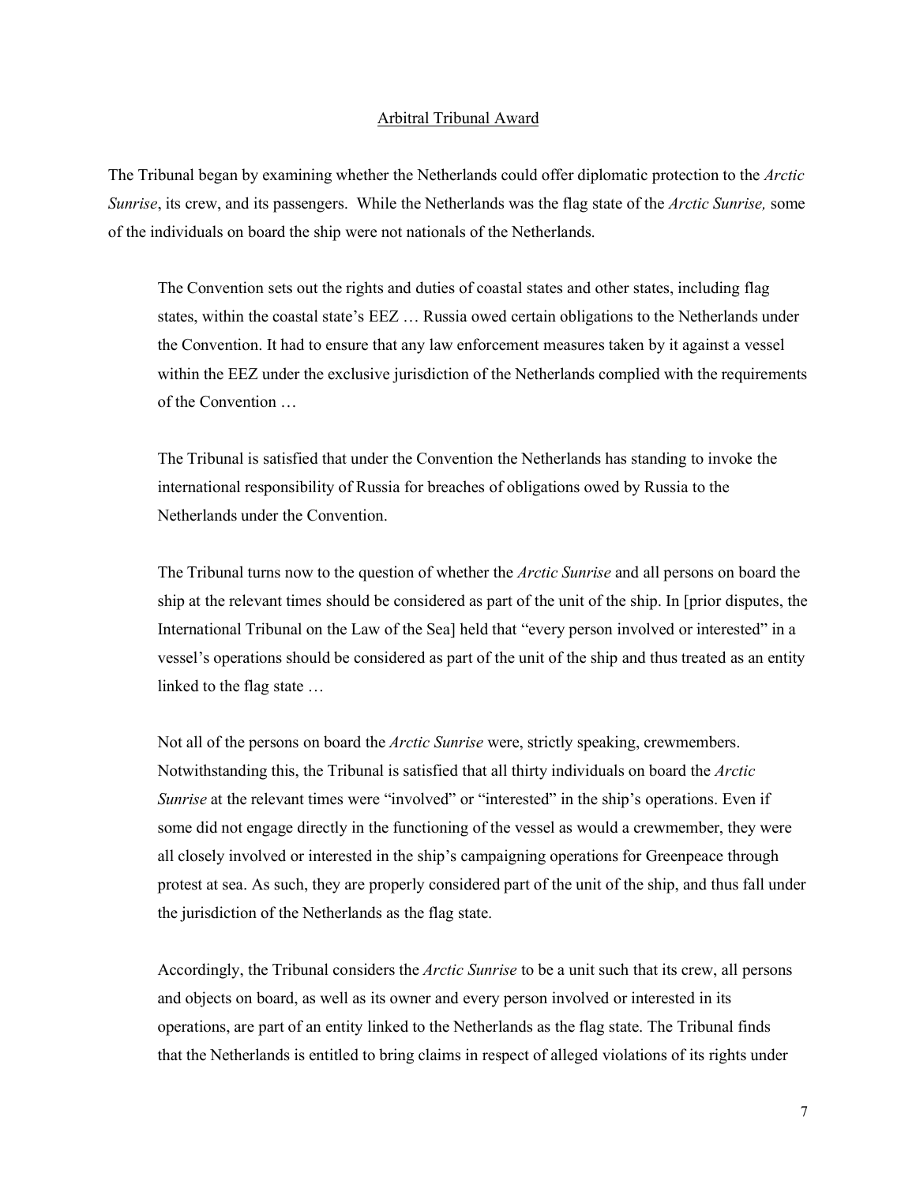## Arbitral Tribunal Award

The Tribunal began by examining whether the Netherlands could offer diplomatic protection to the *Arctic Sunrise*, its crew, and its passengers. While the Netherlands was the flag state of the *Arctic Sunrise,* some of the individuals on board the ship were not nationals of the Netherlands.

> The Convention sets out the rights and duties of coastal states and other states, including flag states, within the coastal state's EEZ … Russia owed certain obligations to the Netherlands under the Convention. It had to ensure that any law enforcement measures taken by it against a vessel within the EEZ under the exclusive jurisdiction of the Netherlands complied with the requirements of the Convention …
>
> The Tribunal is satisfied that under the Convention the Netherlands has standing to invoke the international responsibility of Russia for breaches of obligations owed by Russia to the Netherlands under the Convention.
>
> The Tribunal turns now to the question of whether the *Arctic Sunrise* and all persons on board the ship at the relevant times should be considered as part of the unit of the ship. In [prior disputes, the International Tribunal on the Law of the Sea] held that "every person involved or interested" in a vessel's operations should be considered as part of the unit of the ship and thus treated as an entity linked to the flag state …
>
> Not all of the persons on board the *Arctic Sunrise* were, strictly speaking, crewmembers. Notwithstanding this, the Tribunal is satisfied that all thirty individuals on board the *Arctic Sunrise* at the relevant times were "involved" or "interested" in the ship's operations. Even if some did not engage directly in the functioning of the vessel as would a crewmember, they were all closely involved or interested in the ship's campaigning operations for Greenpeace through protest at sea. As such, they are properly considered part of the unit of the ship, and thus fall under the jurisdiction of the Netherlands as the flag state.
>
> Accordingly, the Tribunal considers the *Arctic Sunrise* to be a unit such that its crew, all persons and objects on board, as well as its owner and every person involved or interested in its operations, are part of an entity linked to the Netherlands as the flag state. The Tribunal finds that the Netherlands is entitled to bring claims in respect of alleged violations of its rights under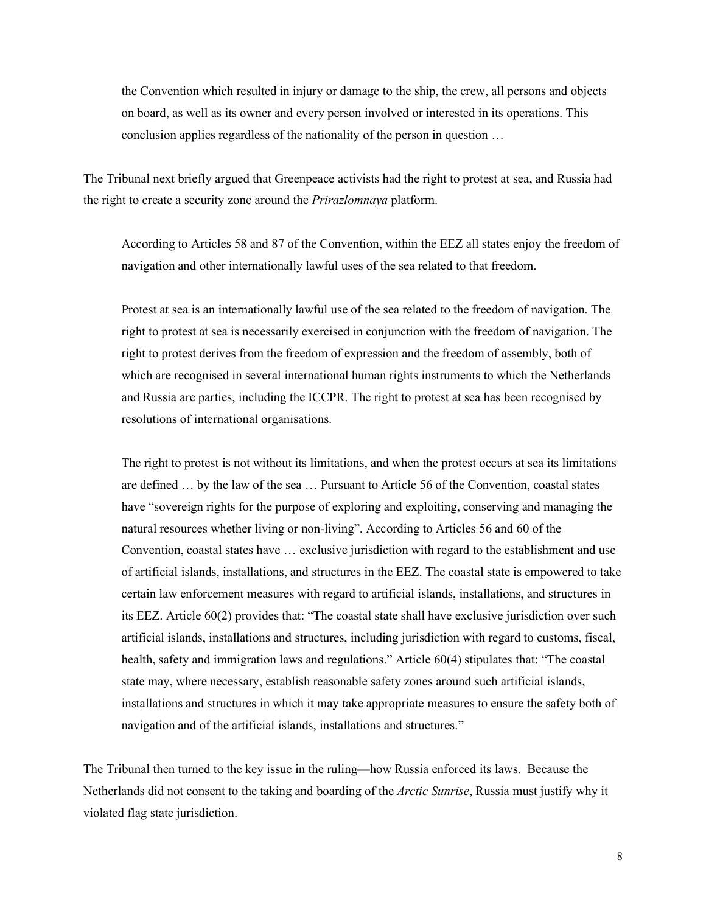> the Convention which resulted in injury or damage to the ship, the crew, all persons and objects on board, as well as its owner and every person involved or interested in its operations. This conclusion applies regardless of the nationality of the person in question …

The Tribunal next briefly argued that Greenpeace activists had the right to protest at sea, and Russia had the right to create a security zone around the *Prirazlomnaya* platform.

> According to Articles 58 and 87 of the Convention, within the EEZ all states enjoy the freedom of navigation and other internationally lawful uses of the sea related to that freedom.
>
> Protest at sea is an internationally lawful use of the sea related to the freedom of navigation. The right to protest at sea is necessarily exercised in conjunction with the freedom of navigation. The right to protest derives from the freedom of expression and the freedom of assembly, both of which are recognised in several international human rights instruments to which the Netherlands and Russia are parties, including the ICCPR. The right to protest at sea has been recognised by resolutions of international organisations.
>
> The right to protest is not without its limitations, and when the protest occurs at sea its limitations are defined … by the law of the sea … Pursuant to Article 56 of the Convention, coastal states have "sovereign rights for the purpose of exploring and exploiting, conserving and managing the natural resources whether living or non-living". According to Articles 56 and 60 of the Convention, coastal states have … exclusive jurisdiction with regard to the establishment and use of artificial islands, installations, and structures in the EEZ. The coastal state is empowered to take certain law enforcement measures with regard to artificial islands, installations, and structures in its EEZ. Article 60(2) provides that: "The coastal state shall have exclusive jurisdiction over such artificial islands, installations and structures, including jurisdiction with regard to customs, fiscal, health, safety and immigration laws and regulations." Article 60(4) stipulates that: "The coastal state may, where necessary, establish reasonable safety zones around such artificial islands, installations and structures in which it may take appropriate measures to ensure the safety both of navigation and of the artificial islands, installations and structures."

The Tribunal then turned to the key issue in the ruling—how Russia enforced its laws. Because the Netherlands did not consent to the taking and boarding of the *Arctic Sunrise*, Russia must justify why it violated flag state jurisdiction.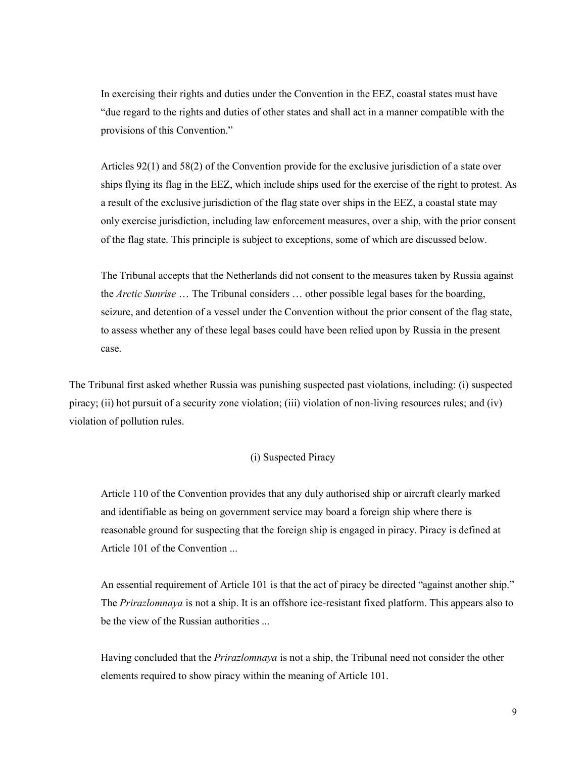> In exercising their rights and duties under the Convention in the EEZ, coastal states must have "due regard to the rights and duties of other states and shall act in a manner compatible with the provisions of this Convention."
>
> Articles 92(1) and 58(2) of the Convention provide for the exclusive jurisdiction of a state over ships flying its flag in the EEZ, which include ships used for the exercise of the right to protest. As a result of the exclusive jurisdiction of the flag state over ships in the EEZ, a coastal state may only exercise jurisdiction, including law enforcement measures, over a ship, with the prior consent of the flag state. This principle is subject to exceptions, some of which are discussed below.
>
> The Tribunal accepts that the Netherlands did not consent to the measures taken by Russia against the *Arctic Sunrise* … The Tribunal considers … other possible legal bases for the boarding, seizure, and detention of a vessel under the Convention without the prior consent of the flag state, to assess whether any of these legal bases could have been relied upon by Russia in the present case.

The Tribunal first asked whether Russia was punishing suspected past violations, including: (i) suspected piracy; (ii) hot pursuit of a security zone violation; (iii) violation of non-living resources rules; and (iv) violation of pollution rules.

(i) Suspected Piracy

> Article 110 of the Convention provides that any duly authorised ship or aircraft clearly marked and identifiable as being on government service may board a foreign ship where there is reasonable ground for suspecting that the foreign ship is engaged in piracy. Piracy is defined at Article 101 of the Convention ...
>
> An essential requirement of Article 101 is that the act of piracy be directed "against another ship." The *Prirazlomnaya* is not a ship. It is an offshore ice-resistant fixed platform. This appears also to be the view of the Russian authorities ...
>
> Having concluded that the *Prirazlomnaya* is not a ship, the Tribunal need not consider the other elements required to show piracy within the meaning of Article 101.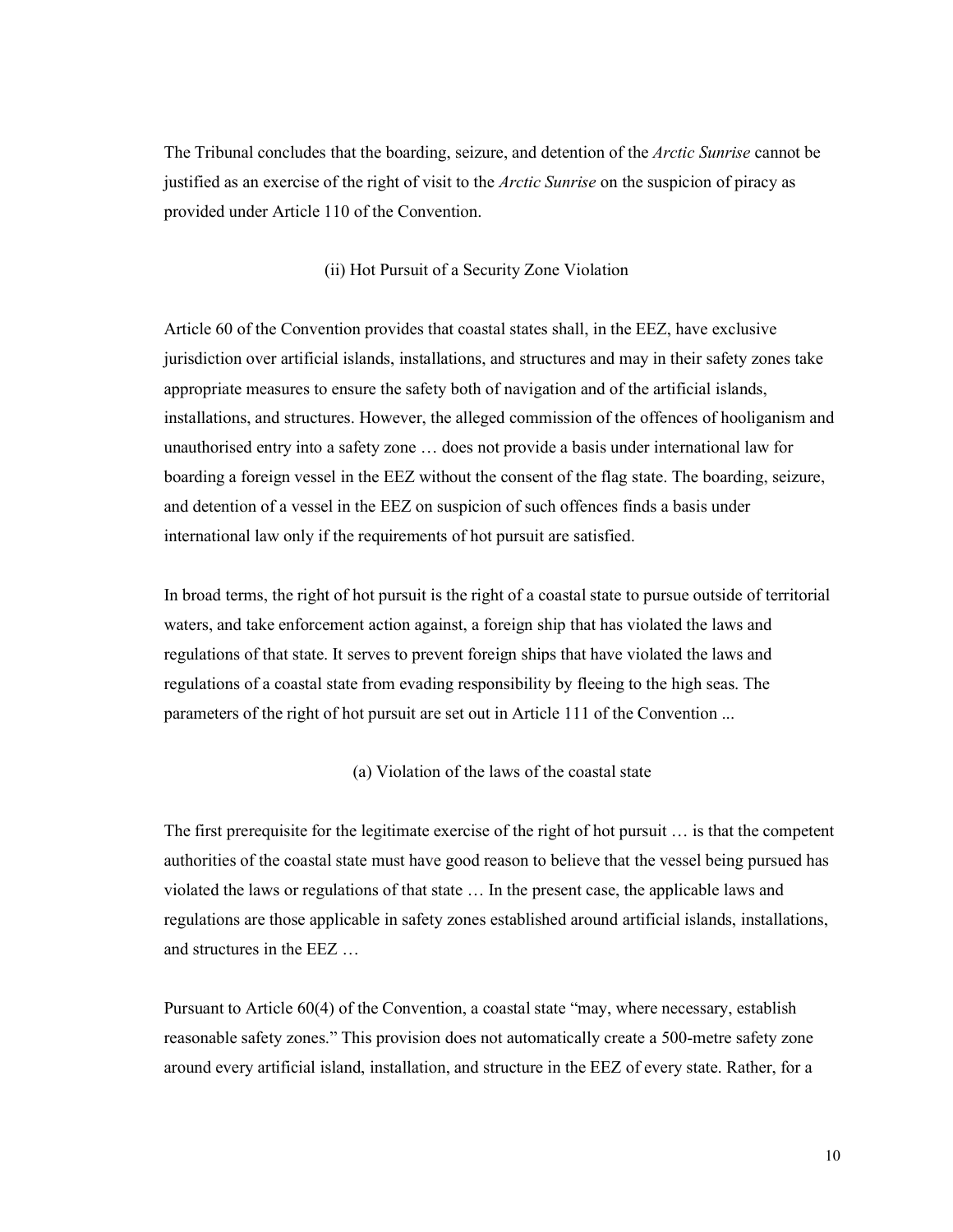The Tribunal concludes that the boarding, seizure, and detention of the *Arctic Sunrise* cannot be justified as an exercise of the right of visit to the *Arctic Sunrise* on the suspicion of piracy as provided under Article 110 of the Convention.

(ii) Hot Pursuit of a Security Zone Violation

Article 60 of the Convention provides that coastal states shall, in the EEZ, have exclusive jurisdiction over artificial islands, installations, and structures and may in their safety zones take appropriate measures to ensure the safety both of navigation and of the artificial islands, installations, and structures. However, the alleged commission of the offences of hooliganism and unauthorised entry into a safety zone … does not provide a basis under international law for boarding a foreign vessel in the EEZ without the consent of the flag state. The boarding, seizure, and detention of a vessel in the EEZ on suspicion of such offences finds a basis under international law only if the requirements of hot pursuit are satisfied.

In broad terms, the right of hot pursuit is the right of a coastal state to pursue outside of territorial waters, and take enforcement action against, a foreign ship that has violated the laws and regulations of that state. It serves to prevent foreign ships that have violated the laws and regulations of a coastal state from evading responsibility by fleeing to the high seas. The parameters of the right of hot pursuit are set out in Article 111 of the Convention ...

(a) Violation of the laws of the coastal state

The first prerequisite for the legitimate exercise of the right of hot pursuit … is that the competent authorities of the coastal state must have good reason to believe that the vessel being pursued has violated the laws or regulations of that state … In the present case, the applicable laws and regulations are those applicable in safety zones established around artificial islands, installations, and structures in the EEZ …

Pursuant to Article 60(4) of the Convention, a coastal state "may, where necessary, establish reasonable safety zones." This provision does not automatically create a 500-metre safety zone around every artificial island, installation, and structure in the EEZ of every state. Rather, for a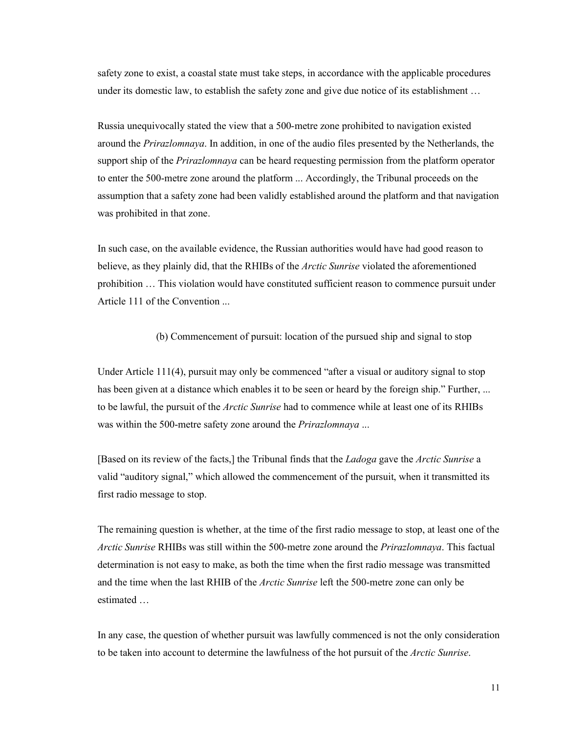safety zone to exist, a coastal state must take steps, in accordance with the applicable procedures under its domestic law, to establish the safety zone and give due notice of its establishment …

Russia unequivocally stated the view that a 500-metre zone prohibited to navigation existed around the *Prirazlomnaya*. In addition, in one of the audio files presented by the Netherlands, the support ship of the *Prirazlomnaya* can be heard requesting permission from the platform operator to enter the 500-metre zone around the platform ... Accordingly, the Tribunal proceeds on the assumption that a safety zone had been validly established around the platform and that navigation was prohibited in that zone.

In such case, on the available evidence, the Russian authorities would have had good reason to believe, as they plainly did, that the RHIBs of the *Arctic Sunrise* violated the aforementioned prohibition … This violation would have constituted sufficient reason to commence pursuit under Article 111 of the Convention ...

(b) Commencement of pursuit: location of the pursued ship and signal to stop

Under Article 111(4), pursuit may only be commenced "after a visual or auditory signal to stop has been given at a distance which enables it to be seen or heard by the foreign ship." Further, ... to be lawful, the pursuit of the *Arctic Sunrise* had to commence while at least one of its RHIBs was within the 500-metre safety zone around the *Prirazlomnaya* ...

[Based on its review of the facts,] the Tribunal finds that the *Ladoga* gave the *Arctic Sunrise* a valid "auditory signal," which allowed the commencement of the pursuit, when it transmitted its first radio message to stop.

The remaining question is whether, at the time of the first radio message to stop, at least one of the *Arctic Sunrise* RHIBs was still within the 500-metre zone around the *Prirazlomnaya*. This factual determination is not easy to make, as both the time when the first radio message was transmitted and the time when the last RHIB of the *Arctic Sunrise* left the 500-metre zone can only be estimated …

In any case, the question of whether pursuit was lawfully commenced is not the only consideration to be taken into account to determine the lawfulness of the hot pursuit of the *Arctic Sunrise*.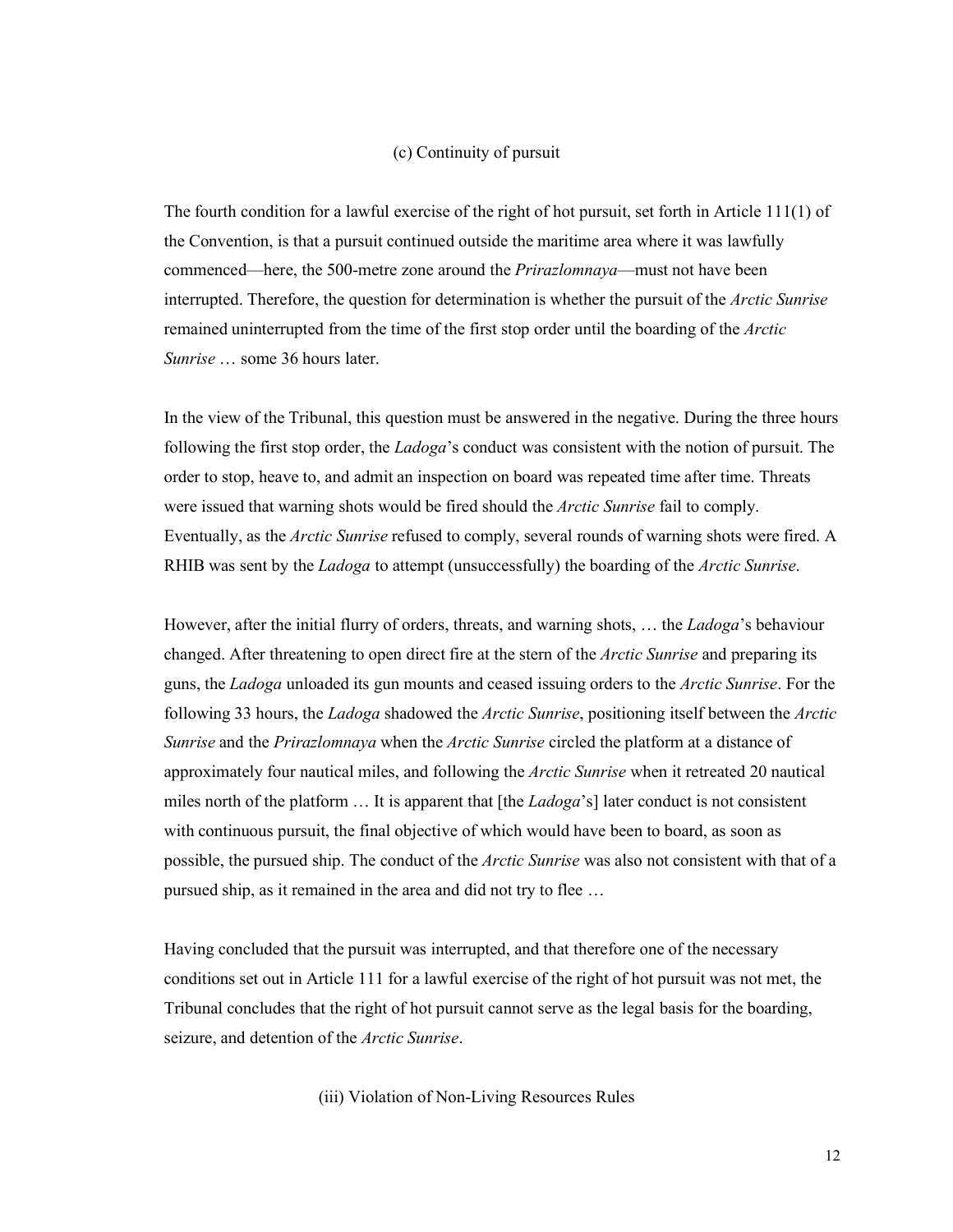### (c) Continuity of pursuit

The fourth condition for a lawful exercise of the right of hot pursuit, set forth in Article 111(1) of the Convention, is that a pursuit continued outside the maritime area where it was lawfully commenced—here, the 500-metre zone around the *Prirazlomnaya*—must not have been interrupted. Therefore, the question for determination is whether the pursuit of the *Arctic Sunrise* remained uninterrupted from the time of the first stop order until the boarding of the *Arctic Sunrise* … some 36 hours later.

In the view of the Tribunal, this question must be answered in the negative. During the three hours following the first stop order, the *Ladoga*'s conduct was consistent with the notion of pursuit. The order to stop, heave to, and admit an inspection on board was repeated time after time. Threats were issued that warning shots would be fired should the *Arctic Sunrise* fail to comply. Eventually, as the *Arctic Sunrise* refused to comply, several rounds of warning shots were fired. A RHIB was sent by the *Ladoga* to attempt (unsuccessfully) the boarding of the *Arctic Sunrise*.

However, after the initial flurry of orders, threats, and warning shots, … the *Ladoga*'s behaviour changed. After threatening to open direct fire at the stern of the *Arctic Sunrise* and preparing its guns, the *Ladoga* unloaded its gun mounts and ceased issuing orders to the *Arctic Sunrise*. For the following 33 hours, the *Ladoga* shadowed the *Arctic Sunrise*, positioning itself between the *Arctic Sunrise* and the *Prirazlomnaya* when the *Arctic Sunrise* circled the platform at a distance of approximately four nautical miles, and following the *Arctic Sunrise* when it retreated 20 nautical miles north of the platform … It is apparent that [the *Ladoga*'s] later conduct is not consistent with continuous pursuit, the final objective of which would have been to board, as soon as possible, the pursued ship. The conduct of the *Arctic Sunrise* was also not consistent with that of a pursued ship, as it remained in the area and did not try to flee …

Having concluded that the pursuit was interrupted, and that therefore one of the necessary conditions set out in Article 111 for a lawful exercise of the right of hot pursuit was not met, the Tribunal concludes that the right of hot pursuit cannot serve as the legal basis for the boarding, seizure, and detention of the *Arctic Sunrise*.

### (iii) Violation of Non-Living Resources Rules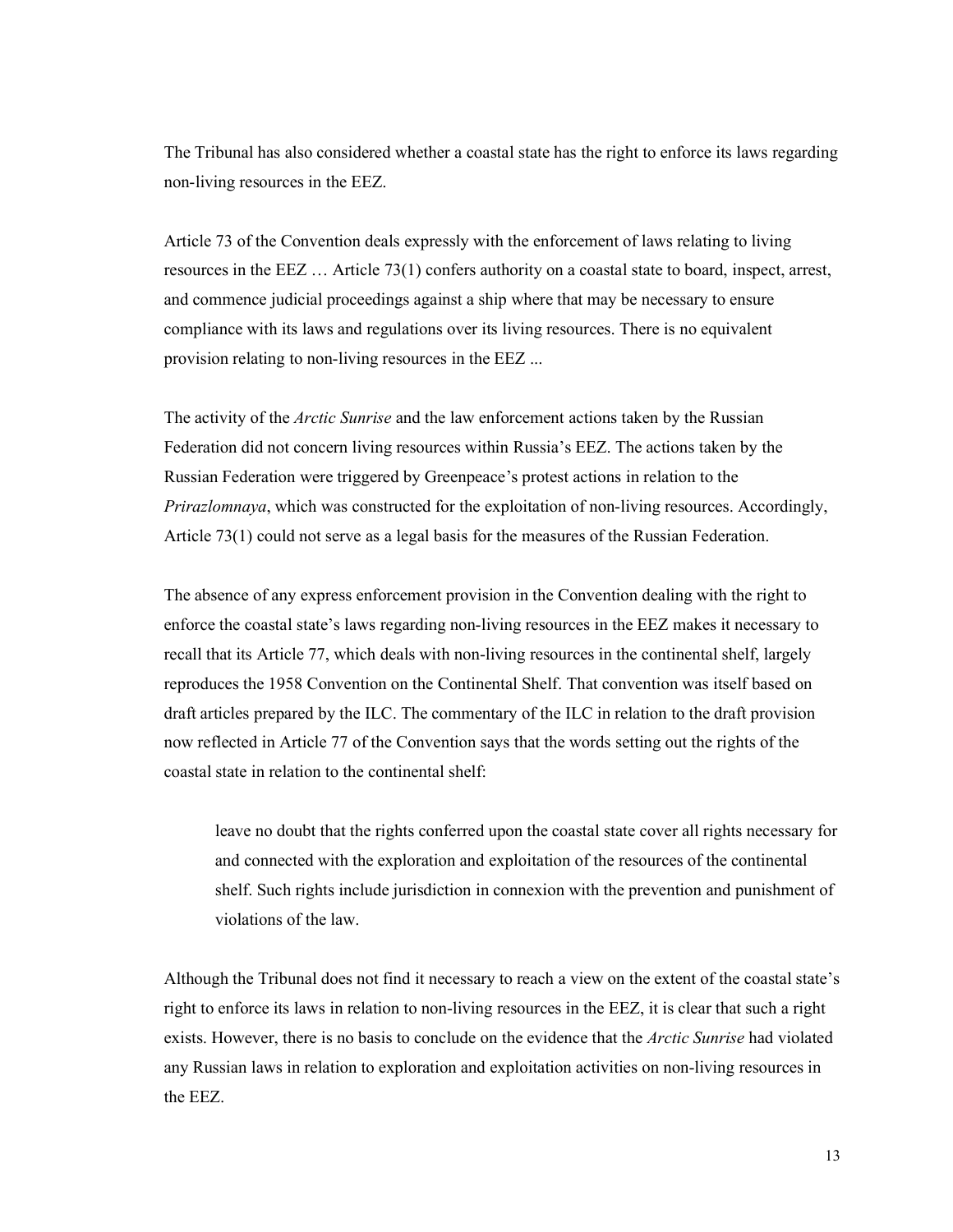The Tribunal has also considered whether a coastal state has the right to enforce its laws regarding non-living resources in the EEZ.

Article 73 of the Convention deals expressly with the enforcement of laws relating to living resources in the EEZ … Article 73(1) confers authority on a coastal state to board, inspect, arrest, and commence judicial proceedings against a ship where that may be necessary to ensure compliance with its laws and regulations over its living resources. There is no equivalent provision relating to non-living resources in the EEZ ...

The activity of the *Arctic Sunrise* and the law enforcement actions taken by the Russian Federation did not concern living resources within Russia's EEZ. The actions taken by the Russian Federation were triggered by Greenpeace's protest actions in relation to the *Prirazlomnaya*, which was constructed for the exploitation of non-living resources. Accordingly, Article 73(1) could not serve as a legal basis for the measures of the Russian Federation.

The absence of any express enforcement provision in the Convention dealing with the right to enforce the coastal state's laws regarding non-living resources in the EEZ makes it necessary to recall that its Article 77, which deals with non-living resources in the continental shelf, largely reproduces the 1958 Convention on the Continental Shelf. That convention was itself based on draft articles prepared by the ILC. The commentary of the ILC in relation to the draft provision now reflected in Article 77 of the Convention says that the words setting out the rights of the coastal state in relation to the continental shelf:

> leave no doubt that the rights conferred upon the coastal state cover all rights necessary for and connected with the exploration and exploitation of the resources of the continental shelf. Such rights include jurisdiction in connexion with the prevention and punishment of violations of the law.

Although the Tribunal does not find it necessary to reach a view on the extent of the coastal state's right to enforce its laws in relation to non-living resources in the EEZ, it is clear that such a right exists. However, there is no basis to conclude on the evidence that the *Arctic Sunrise* had violated any Russian laws in relation to exploration and exploitation activities on non-living resources in the EEZ.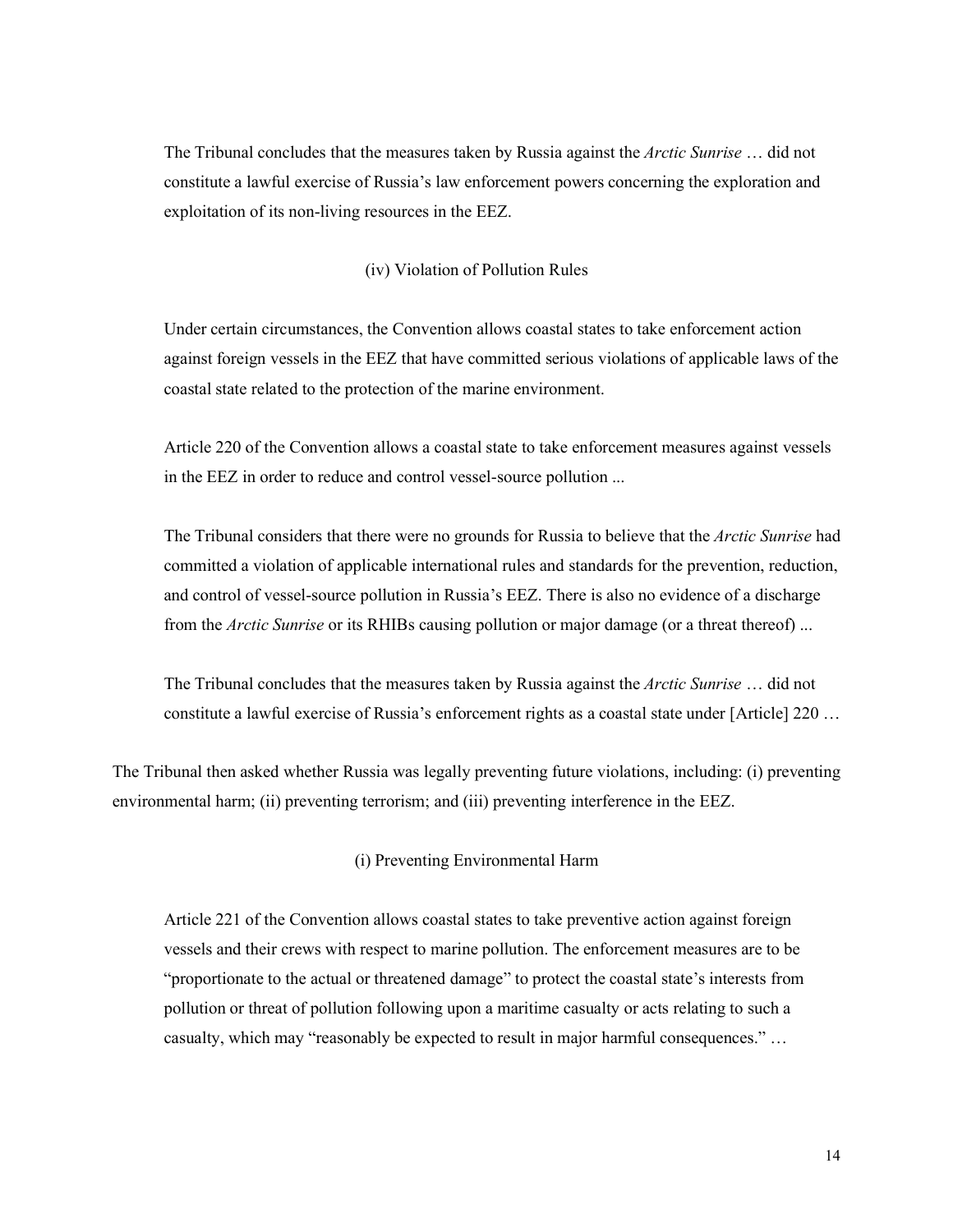> The Tribunal concludes that the measures taken by Russia against the *Arctic Sunrise* … did not constitute a lawful exercise of Russia's law enforcement powers concerning the exploration and exploitation of its non-living resources in the EEZ.
>
> (iv) Violation of Pollution Rules
>
> Under certain circumstances, the Convention allows coastal states to take enforcement action against foreign vessels in the EEZ that have committed serious violations of applicable laws of the coastal state related to the protection of the marine environment.
>
> Article 220 of the Convention allows a coastal state to take enforcement measures against vessels in the EEZ in order to reduce and control vessel-source pollution ...
>
> The Tribunal considers that there were no grounds for Russia to believe that the *Arctic Sunrise* had committed a violation of applicable international rules and standards for the prevention, reduction, and control of vessel-source pollution in Russia's EEZ. There is also no evidence of a discharge from the *Arctic Sunrise* or its RHIBs causing pollution or major damage (or a threat thereof) ...
>
> The Tribunal concludes that the measures taken by Russia against the *Arctic Sunrise* … did not constitute a lawful exercise of Russia's enforcement rights as a coastal state under [Article] 220 …

The Tribunal then asked whether Russia was legally preventing future violations, including: (i) preventing environmental harm; (ii) preventing terrorism; and (iii) preventing interference in the EEZ.

> (i) Preventing Environmental Harm
>
> Article 221 of the Convention allows coastal states to take preventive action against foreign vessels and their crews with respect to marine pollution. The enforcement measures are to be "proportionate to the actual or threatened damage" to protect the coastal state's interests from pollution or threat of pollution following upon a maritime casualty or acts relating to such a casualty, which may "reasonably be expected to result in major harmful consequences." …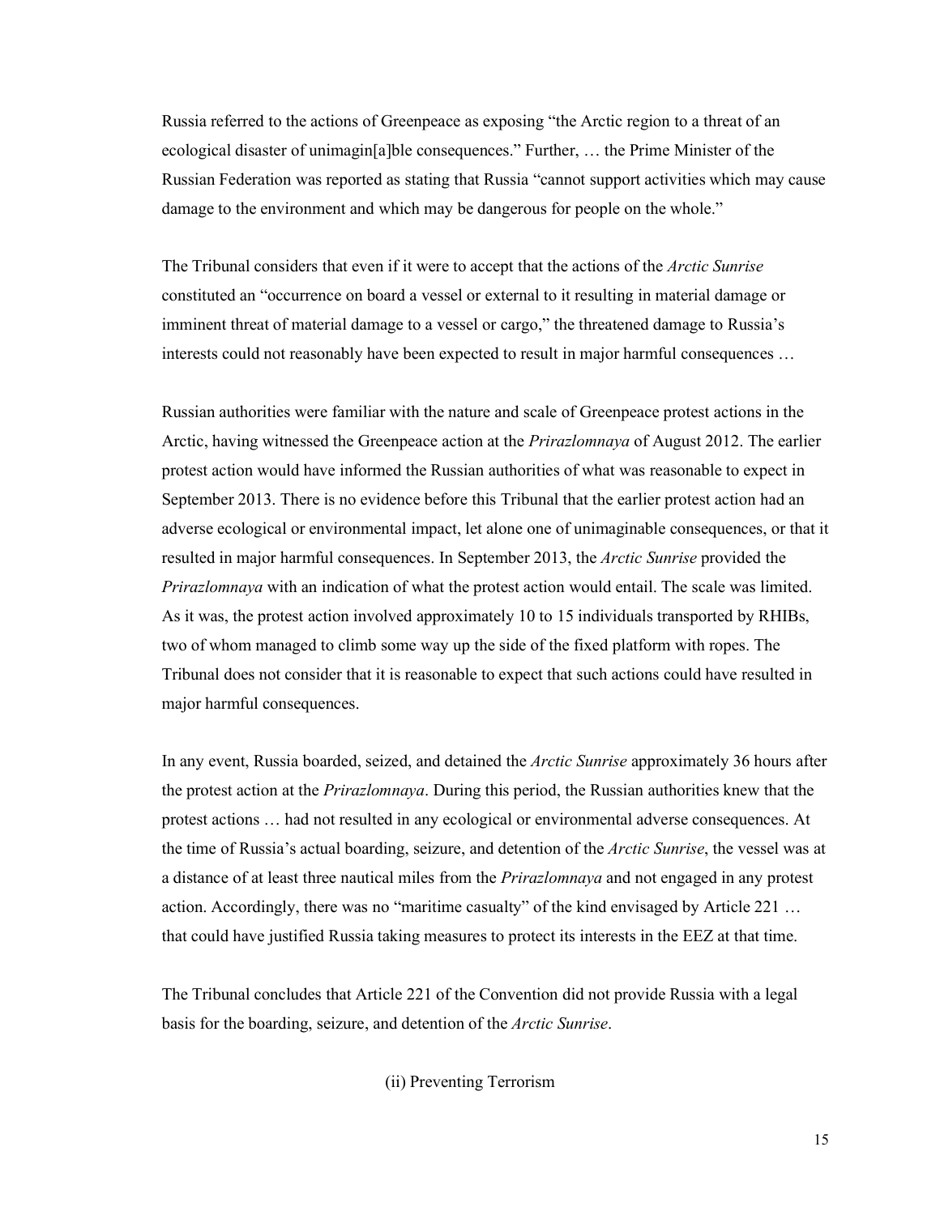Russia referred to the actions of Greenpeace as exposing "the Arctic region to a threat of an ecological disaster of unimagin[a]ble consequences." Further, … the Prime Minister of the Russian Federation was reported as stating that Russia "cannot support activities which may cause damage to the environment and which may be dangerous for people on the whole."

The Tribunal considers that even if it were to accept that the actions of the *Arctic Sunrise* constituted an "occurrence on board a vessel or external to it resulting in material damage or imminent threat of material damage to a vessel or cargo," the threatened damage to Russia's interests could not reasonably have been expected to result in major harmful consequences …

Russian authorities were familiar with the nature and scale of Greenpeace protest actions in the Arctic, having witnessed the Greenpeace action at the *Prirazlomnaya* of August 2012. The earlier protest action would have informed the Russian authorities of what was reasonable to expect in September 2013. There is no evidence before this Tribunal that the earlier protest action had an adverse ecological or environmental impact, let alone one of unimaginable consequences, or that it resulted in major harmful consequences. In September 2013, the *Arctic Sunrise* provided the *Prirazlomnaya* with an indication of what the protest action would entail. The scale was limited. As it was, the protest action involved approximately 10 to 15 individuals transported by RHIBs, two of whom managed to climb some way up the side of the fixed platform with ropes. The Tribunal does not consider that it is reasonable to expect that such actions could have resulted in major harmful consequences.

In any event, Russia boarded, seized, and detained the *Arctic Sunrise* approximately 36 hours after the protest action at the *Prirazlomnaya*. During this period, the Russian authorities knew that the protest actions … had not resulted in any ecological or environmental adverse consequences. At the time of Russia's actual boarding, seizure, and detention of the *Arctic Sunrise*, the vessel was at a distance of at least three nautical miles from the *Prirazlomnaya* and not engaged in any protest action. Accordingly, there was no "maritime casualty" of the kind envisaged by Article 221 … that could have justified Russia taking measures to protect its interests in the EEZ at that time.

The Tribunal concludes that Article 221 of the Convention did not provide Russia with a legal basis for the boarding, seizure, and detention of the *Arctic Sunrise*.

### (ii) Preventing Terrorism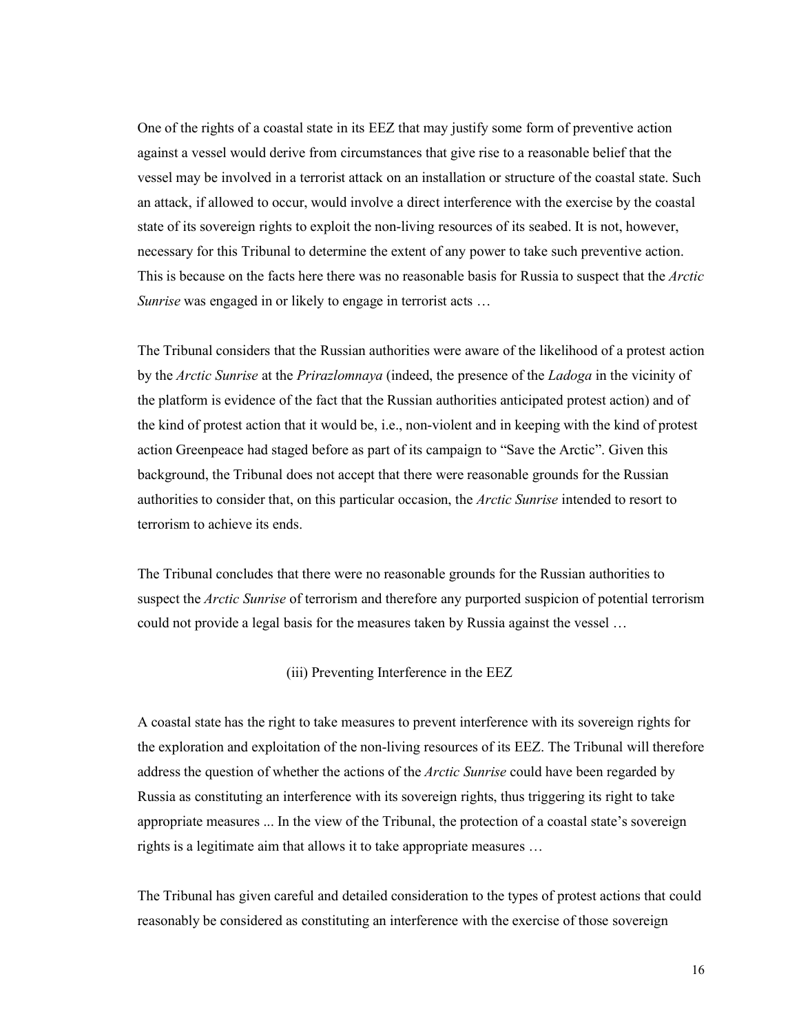One of the rights of a coastal state in its EEZ that may justify some form of preventive action against a vessel would derive from circumstances that give rise to a reasonable belief that the vessel may be involved in a terrorist attack on an installation or structure of the coastal state. Such an attack, if allowed to occur, would involve a direct interference with the exercise by the coastal state of its sovereign rights to exploit the non-living resources of its seabed. It is not, however, necessary for this Tribunal to determine the extent of any power to take such preventive action. This is because on the facts here there was no reasonable basis for Russia to suspect that the *Arctic Sunrise* was engaged in or likely to engage in terrorist acts …

The Tribunal considers that the Russian authorities were aware of the likelihood of a protest action by the *Arctic Sunrise* at the *Prirazlomnaya* (indeed, the presence of the *Ladoga* in the vicinity of the platform is evidence of the fact that the Russian authorities anticipated protest action) and of the kind of protest action that it would be, i.e., non-violent and in keeping with the kind of protest action Greenpeace had staged before as part of its campaign to "Save the Arctic". Given this background, the Tribunal does not accept that there were reasonable grounds for the Russian authorities to consider that, on this particular occasion, the *Arctic Sunrise* intended to resort to terrorism to achieve its ends.

The Tribunal concludes that there were no reasonable grounds for the Russian authorities to suspect the *Arctic Sunrise* of terrorism and therefore any purported suspicion of potential terrorism could not provide a legal basis for the measures taken by Russia against the vessel …

(iii) Preventing Interference in the EEZ

A coastal state has the right to take measures to prevent interference with its sovereign rights for the exploration and exploitation of the non-living resources of its EEZ. The Tribunal will therefore address the question of whether the actions of the *Arctic Sunrise* could have been regarded by Russia as constituting an interference with its sovereign rights, thus triggering its right to take appropriate measures ... In the view of the Tribunal, the protection of a coastal state's sovereign rights is a legitimate aim that allows it to take appropriate measures …

The Tribunal has given careful and detailed consideration to the types of protest actions that could reasonably be considered as constituting an interference with the exercise of those sovereign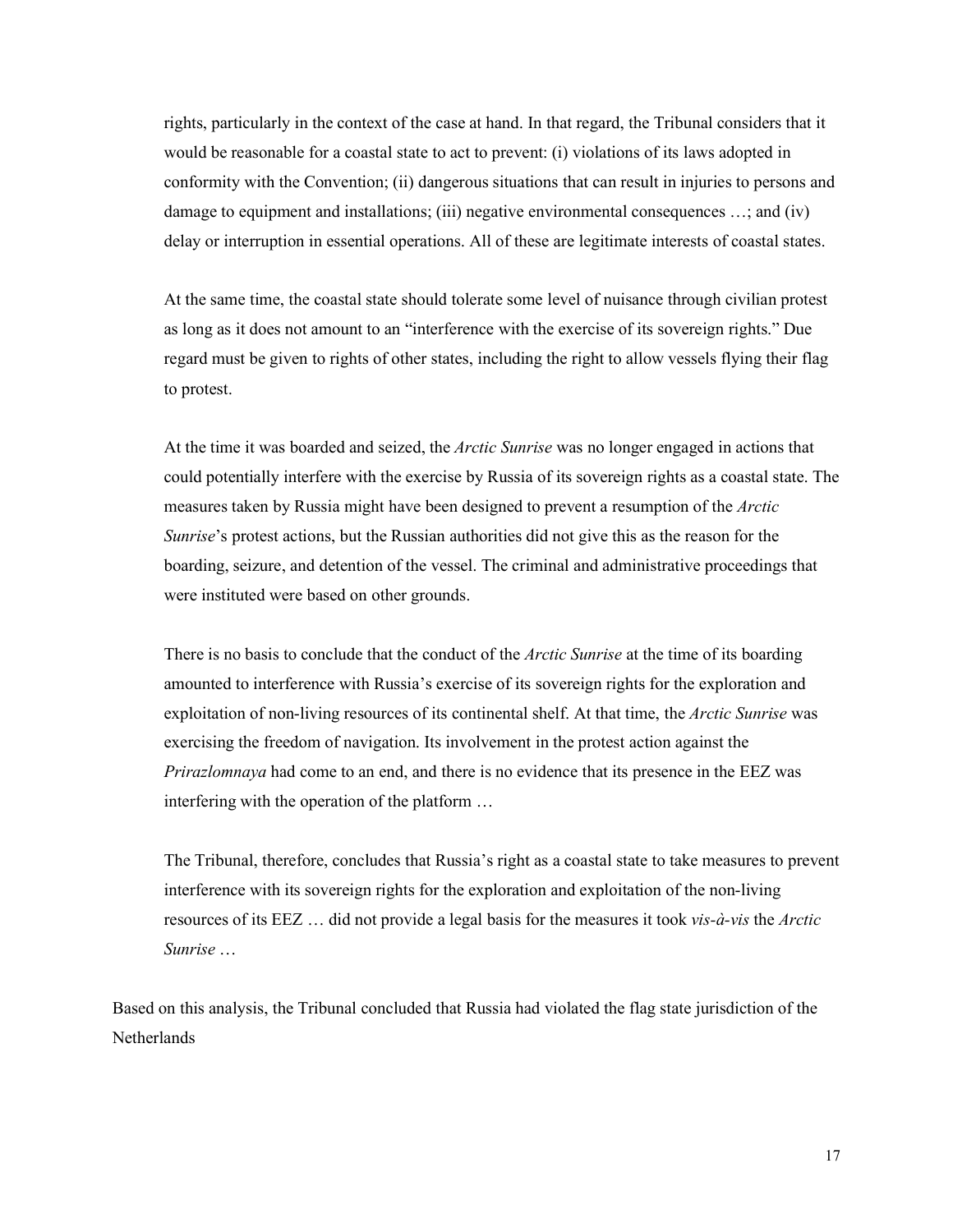rights, particularly in the context of the case at hand. In that regard, the Tribunal considers that it would be reasonable for a coastal state to act to prevent: (i) violations of its laws adopted in conformity with the Convention; (ii) dangerous situations that can result in injuries to persons and damage to equipment and installations; (iii) negative environmental consequences …; and (iv) delay or interruption in essential operations. All of these are legitimate interests of coastal states.

> At the same time, the coastal state should tolerate some level of nuisance through civilian protest as long as it does not amount to an "interference with the exercise of its sovereign rights." Due regard must be given to rights of other states, including the right to allow vessels flying their flag to protest.
>
> At the time it was boarded and seized, the *Arctic Sunrise* was no longer engaged in actions that could potentially interfere with the exercise by Russia of its sovereign rights as a coastal state. The measures taken by Russia might have been designed to prevent a resumption of the *Arctic Sunrise*'s protest actions, but the Russian authorities did not give this as the reason for the boarding, seizure, and detention of the vessel. The criminal and administrative proceedings that were instituted were based on other grounds.
>
> There is no basis to conclude that the conduct of the *Arctic Sunrise* at the time of its boarding amounted to interference with Russia's exercise of its sovereign rights for the exploration and exploitation of non-living resources of its continental shelf. At that time, the *Arctic Sunrise* was exercising the freedom of navigation. Its involvement in the protest action against the *Prirazlomnaya* had come to an end, and there is no evidence that its presence in the EEZ was interfering with the operation of the platform …
>
> The Tribunal, therefore, concludes that Russia's right as a coastal state to take measures to prevent interference with its sovereign rights for the exploration and exploitation of the non-living resources of its EEZ … did not provide a legal basis for the measures it took *vis-à-vis* the *Arctic Sunrise* …

Based on this analysis, the Tribunal concluded that Russia had violated the flag state jurisdiction of the Netherlands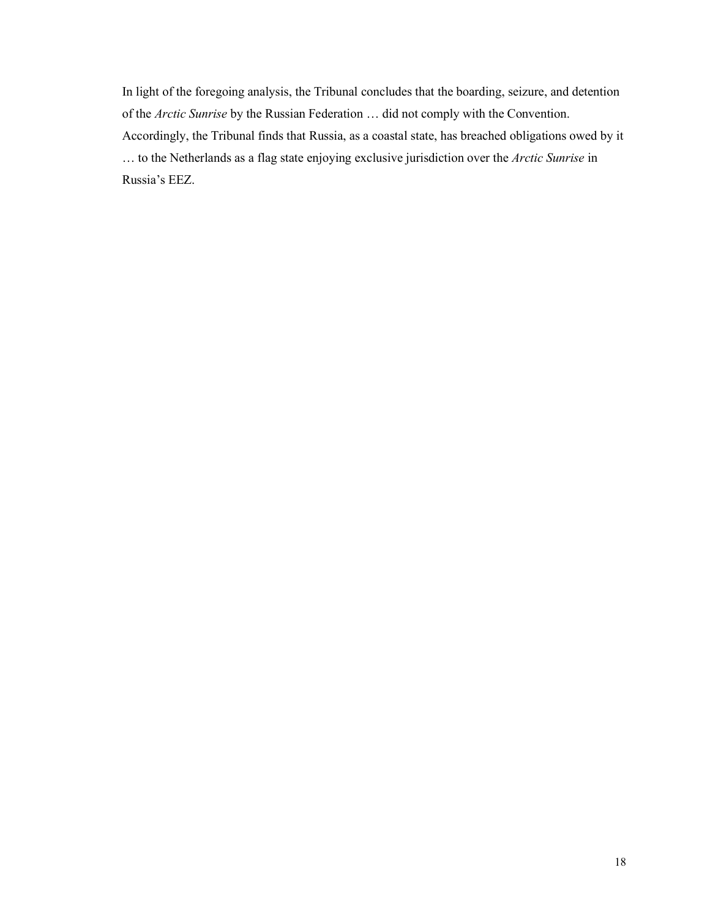In light of the foregoing analysis, the Tribunal concludes that the boarding, seizure, and detention of the *Arctic Sunrise* by the Russian Federation … did not comply with the Convention. Accordingly, the Tribunal finds that Russia, as a coastal state, has breached obligations owed by it … to the Netherlands as a flag state enjoying exclusive jurisdiction over the *Arctic Sunrise* in Russia's EEZ.